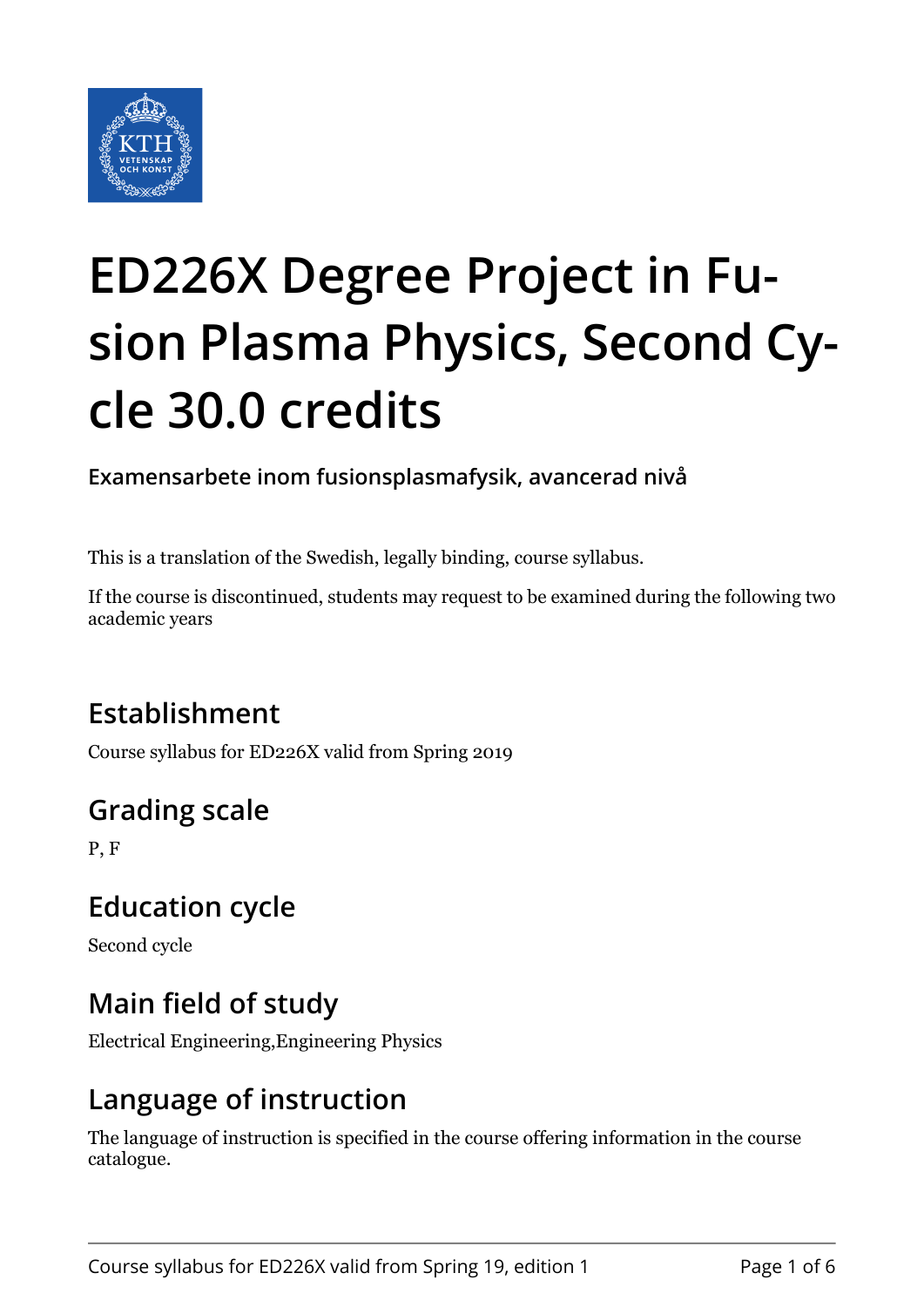# ED226X Degree Project in Fusion Plasma Physics, Second Cycle 30.0 credits

**Examensarbete inom fusionsplasmafysik, avancerad nivå**

This is a translation of the Swedish, legally binding, course syllabus.

If the course is discontinued, students may request to be examined during the following two academic years

## Establishment

Course syllabus for ED226X valid from Spring 2019

## Grading scale

P, F

## Education cycle

Second cycle

## Main field of study

Electrical Engineering,Engineering Physics

## Language of instruction

The language of instruction is specified in the course offering information in the course catalogue.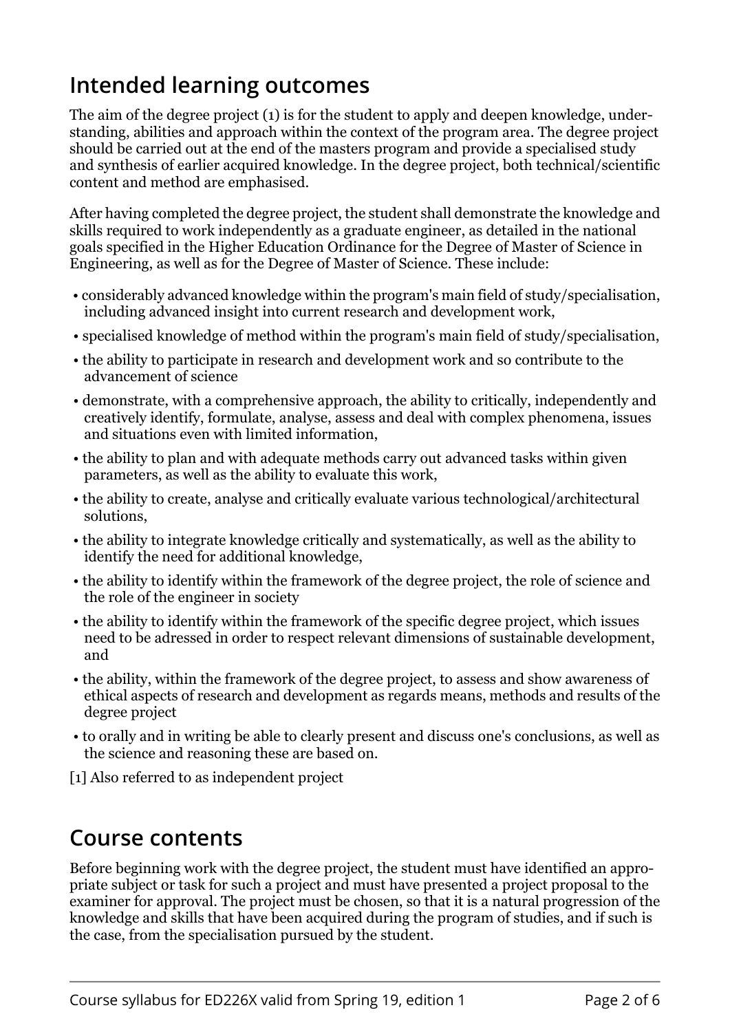## Intended learning outcomes

The aim of the degree project (1) is for the student to apply and deepen knowledge, understanding, abilities and approach within the context of the program area. The degree project should be carried out at the end of the masters program and provide a specialised study and synthesis of earlier acquired knowledge. In the degree project, both technical/scientific content and method are emphasised.

After having completed the degree project, the student shall demonstrate the knowledge and skills required to work independently as a graduate engineer, as detailed in the national goals specified in the Higher Education Ordinance for the Degree of Master of Science in Engineering, as well as for the Degree of Master of Science. These include:

- considerably advanced knowledge within the program's main field of study/specialisation, including advanced insight into current research and development work,
- specialised knowledge of method within the program's main field of study/specialisation,
- the ability to participate in research and development work and so contribute to the advancement of science
- demonstrate, with a comprehensive approach, the ability to critically, independently and creatively identify, formulate, analyse, assess and deal with complex phenomena, issues and situations even with limited information,
- the ability to plan and with adequate methods carry out advanced tasks within given parameters, as well as the ability to evaluate this work,
- the ability to create, analyse and critically evaluate various technological/architectural solutions,
- the ability to integrate knowledge critically and systematically, as well as the ability to identify the need for additional knowledge,
- the ability to identify within the framework of the degree project, the role of science and the role of the engineer in society
- the ability to identify within the framework of the specific degree project, which issues need to be adressed in order to respect relevant dimensions of sustainable development, and
- the ability, within the framework of the degree project, to assess and show awareness of ethical aspects of research and development as regards means, methods and results of the degree project
- to orally and in writing be able to clearly present and discuss one's conclusions, as well as the science and reasoning these are based on.

[1] Also referred to as independent project

## Course contents

Before beginning work with the degree project, the student must have identified an appropriate subject or task for such a project and must have presented a project proposal to the examiner for approval. The project must be chosen, so that it is a natural progression of the knowledge and skills that have been acquired during the program of studies, and if such is the case, from the specialisation pursued by the student.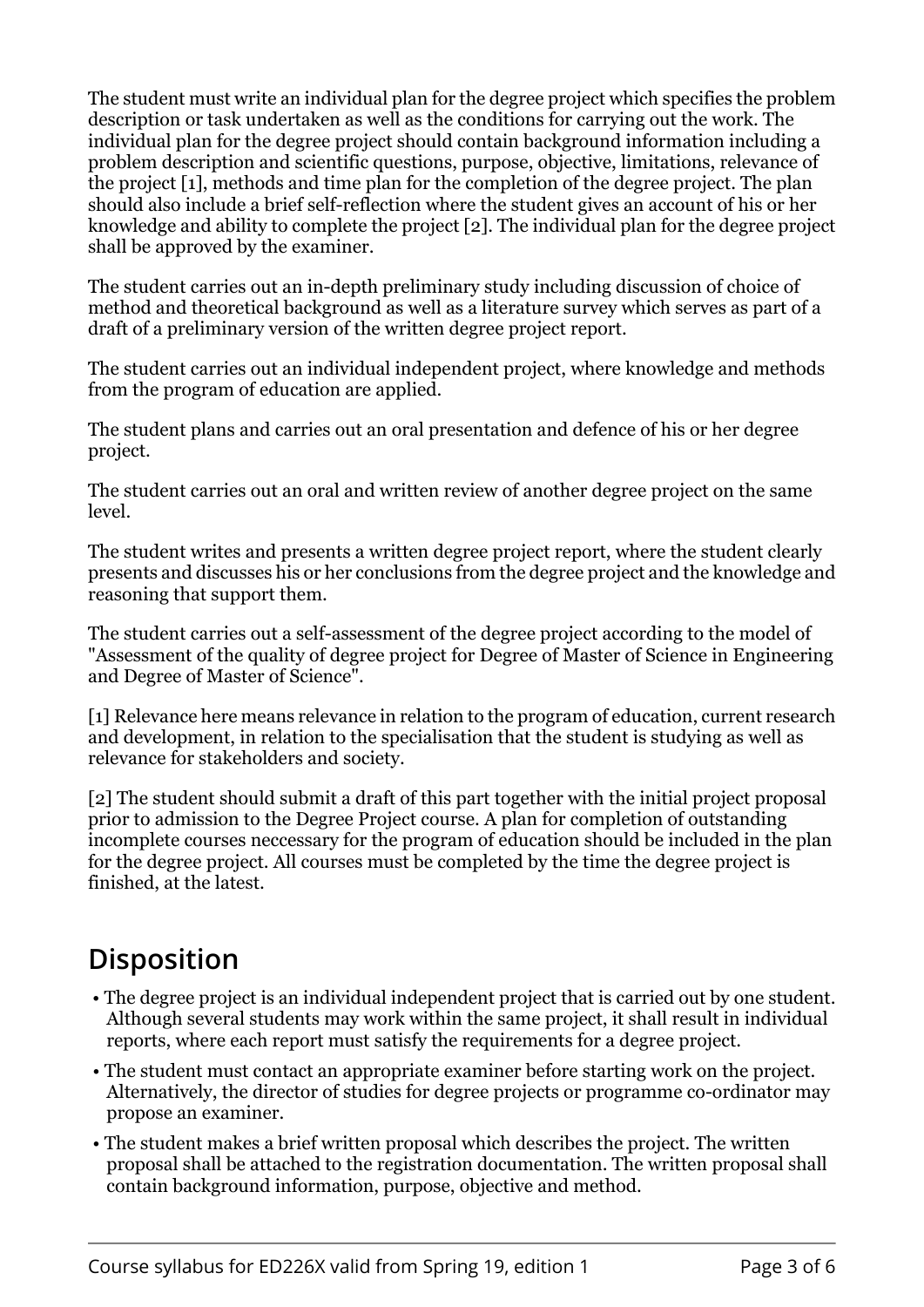The student must write an individual plan for the degree project which specifies the problem description or task undertaken as well as the conditions for carrying out the work. The individual plan for the degree project should contain background information including a problem description and scientific questions, purpose, objective, limitations, relevance of the project [1], methods and time plan for the completion of the degree project. The plan should also include a brief self-reflection where the student gives an account of his or her knowledge and ability to complete the project [2]. The individual plan for the degree project shall be approved by the examiner.

The student carries out an in-depth preliminary study including discussion of choice of method and theoretical background as well as a literature survey which serves as part of a draft of a preliminary version of the written degree project report.

The student carries out an individual independent project, where knowledge and methods from the program of education are applied.

The student plans and carries out an oral presentation and defence of his or her degree project.

The student carries out an oral and written review of another degree project on the same level.

The student writes and presents a written degree project report, where the student clearly presents and discusses his or her conclusions from the degree project and the knowledge and reasoning that support them.

The student carries out a self-assessment of the degree project according to the model of "Assessment of the quality of degree project for Degree of Master of Science in Engineering and Degree of Master of Science".

[1] Relevance here means relevance in relation to the program of education, current research and development, in relation to the specialisation that the student is studying as well as relevance for stakeholders and society.

[2] The student should submit a draft of this part together with the initial project proposal prior to admission to the Degree Project course. A plan for completion of outstanding incomplete courses neccessary for the program of education should be included in the plan for the degree project. All courses must be completed by the time the degree project is finished, at the latest.

## Disposition

- The degree project is an individual independent project that is carried out by one student. Although several students may work within the same project, it shall result in individual reports, where each report must satisfy the requirements for a degree project.
- The student must contact an appropriate examiner before starting work on the project. Alternatively, the director of studies for degree projects or programme co-ordinator may propose an examiner.
- The student makes a brief written proposal which describes the project. The written proposal shall be attached to the registration documentation. The written proposal shall contain background information, purpose, objective and method.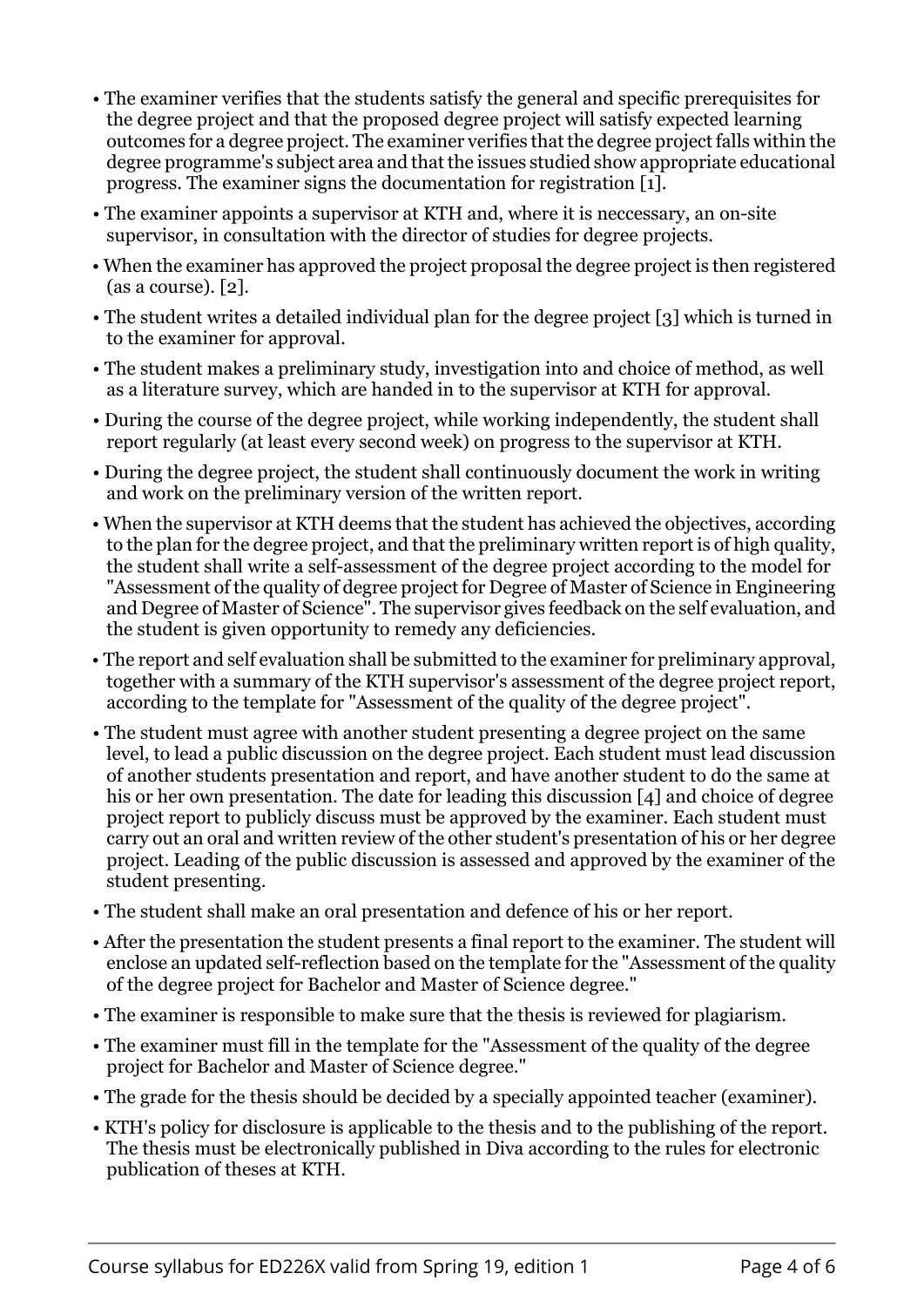- The examiner verifies that the students satisfy the general and specific prerequisites for the degree project and that the proposed degree project will satisfy expected learning outcomes for a degree project. The examiner verifies that the degree project falls within the degree programme's subject area and that the issues studied show appropriate educational progress. The examiner signs the documentation for registration [1].
- The examiner appoints a supervisor at KTH and, where it is neccessary, an on-site supervisor, in consultation with the director of studies for degree projects.
- When the examiner has approved the project proposal the degree project is then registered (as a course). [2].
- The student writes a detailed individual plan for the degree project [3] which is turned in to the examiner for approval.
- The student makes a preliminary study, investigation into and choice of method, as well as a literature survey, which are handed in to the supervisor at KTH for approval.
- During the course of the degree project, while working independently, the student shall report regularly (at least every second week) on progress to the supervisor at KTH.
- During the degree project, the student shall continuously document the work in writing and work on the preliminary version of the written report.
- When the supervisor at KTH deems that the student has achieved the objectives, according to the plan for the degree project, and that the preliminary written report is of high quality, the student shall write a self-assessment of the degree project according to the model for "Assessment of the quality of degree project for Degree of Master of Science in Engineering and Degree of Master of Science". The supervisor gives feedback on the self evaluation, and the student is given opportunity to remedy any deficiencies.
- The report and self evaluation shall be submitted to the examiner for preliminary approval, together with a summary of the KTH supervisor's assessment of the degree project report, according to the template for "Assessment of the quality of the degree project".
- The student must agree with another student presenting a degree project on the same level, to lead a public discussion on the degree project. Each student must lead discussion of another students presentation and report, and have another student to do the same at his or her own presentation. The date for leading this discussion [4] and choice of degree project report to publicly discuss must be approved by the examiner. Each student must carry out an oral and written review of the other student's presentation of his or her degree project. Leading of the public discussion is assessed and approved by the examiner of the student presenting.
- The student shall make an oral presentation and defence of his or her report.
- After the presentation the student presents a final report to the examiner. The student will enclose an updated self-reflection based on the template for the "Assessment of the quality of the degree project for Bachelor and Master of Science degree."
- The examiner is responsible to make sure that the thesis is reviewed for plagiarism.
- The examiner must fill in the template for the "Assessment of the quality of the degree project for Bachelor and Master of Science degree."
- The grade for the thesis should be decided by a specially appointed teacher (examiner).
- KTH's policy for disclosure is applicable to the thesis and to the publishing of the report. The thesis must be electronically published in Diva according to the rules for electronic publication of theses at KTH.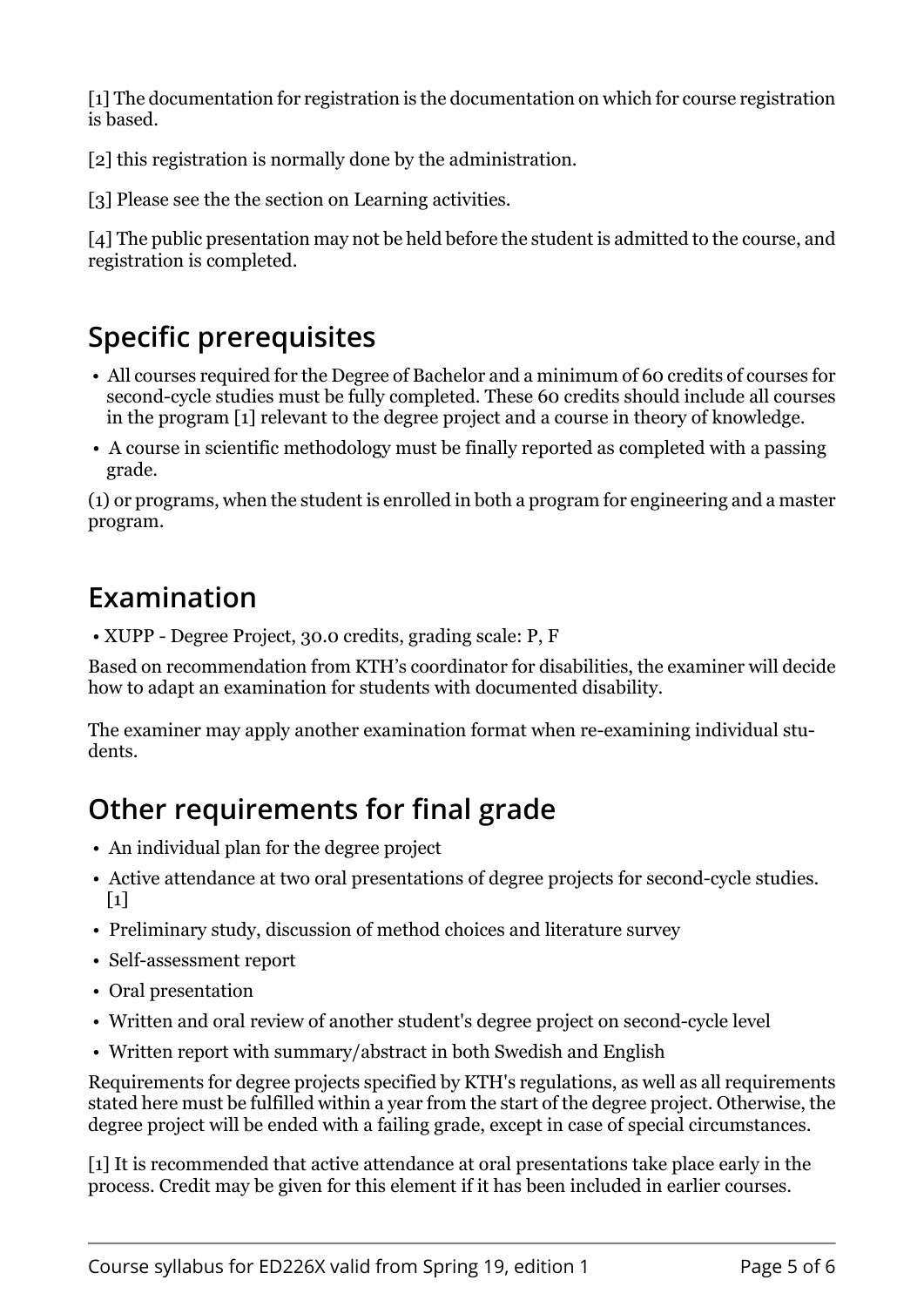[1] The documentation for registration is the documentation on which for course registration is based.

[2] this registration is normally done by the administration.

[3] Please see the the section on Learning activities.

[4] The public presentation may not be held before the student is admitted to the course, and registration is completed.

## Specific prerequisites

- All courses required for the Degree of Bachelor and a minimum of 60 credits of courses for second-cycle studies must be fully completed. These 60 credits should include all courses in the program [1] relevant to the degree project and a course in theory of knowledge.
- A course in scientific methodology must be finally reported as completed with a passing grade.

(1) or programs, when the student is enrolled in both a program for engineering and a master program.

## Examination

- XUPP - Degree Project, 30.0 credits, grading scale: P, F

Based on recommendation from KTH's coordinator for disabilities, the examiner will decide how to adapt an examination for students with documented disability.

The examiner may apply another examination format when re-examining individual students.

## Other requirements for final grade

- An individual plan for the degree project
- Active attendance at two oral presentations of degree projects for second-cycle studies. [1]
- Preliminary study, discussion of method choices and literature survey
- Self-assessment report
- Oral presentation
- Written and oral review of another student's degree project on second-cycle level
- Written report with summary/abstract in both Swedish and English

Requirements for degree projects specified by KTH's regulations, as well as all requirements stated here must be fulfilled within a year from the start of the degree project. Otherwise, the degree project will be ended with a failing grade, except in case of special circumstances.

[1] It is recommended that active attendance at oral presentations take place early in the process. Credit may be given for this element if it has been included in earlier courses.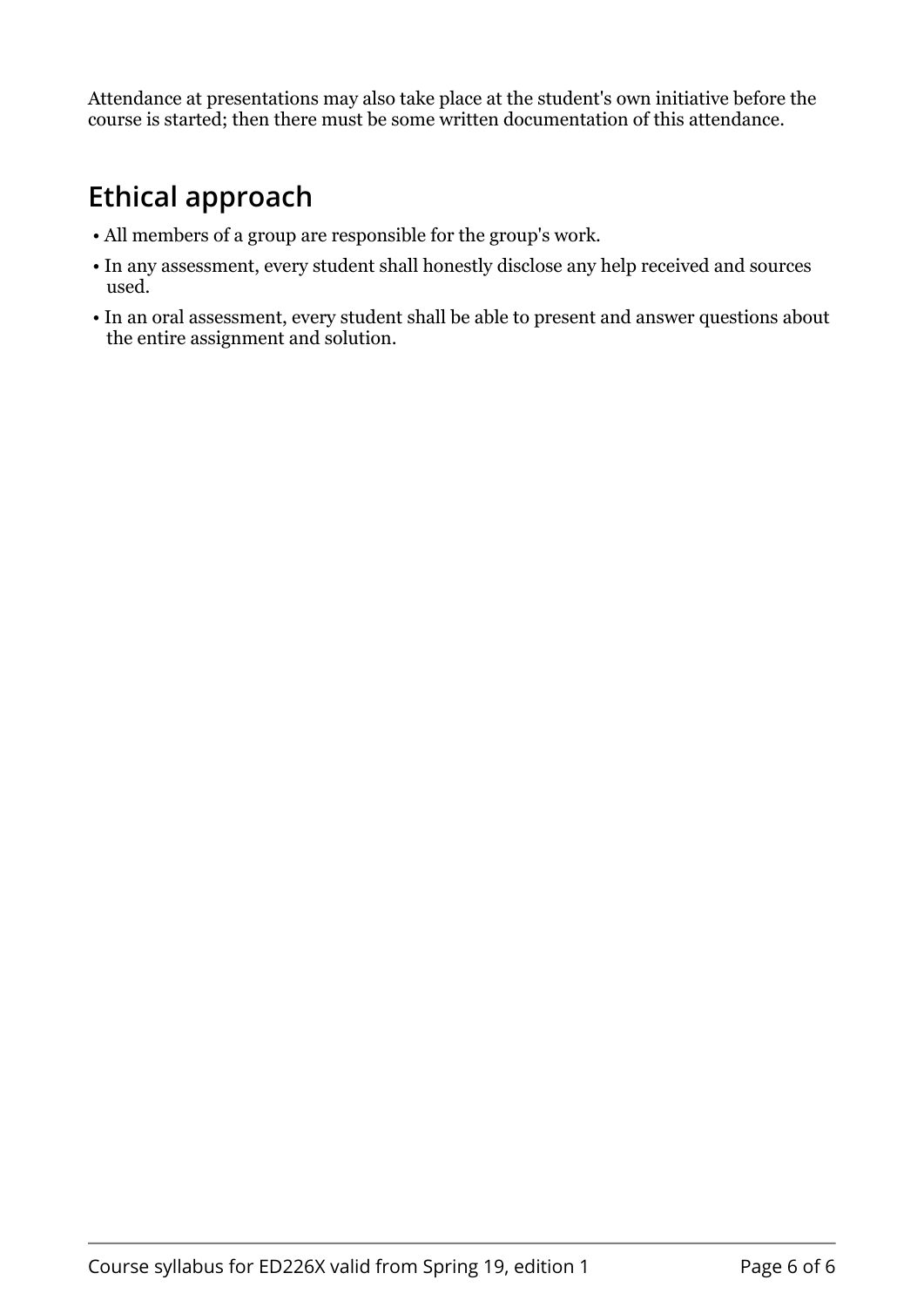Attendance at presentations may also take place at the student's own initiative before the course is started; then there must be some written documentation of this attendance.

## Ethical approach

- All members of a group are responsible for the group's work.
- In any assessment, every student shall honestly disclose any help received and sources used.
- In an oral assessment, every student shall be able to present and answer questions about the entire assignment and solution.